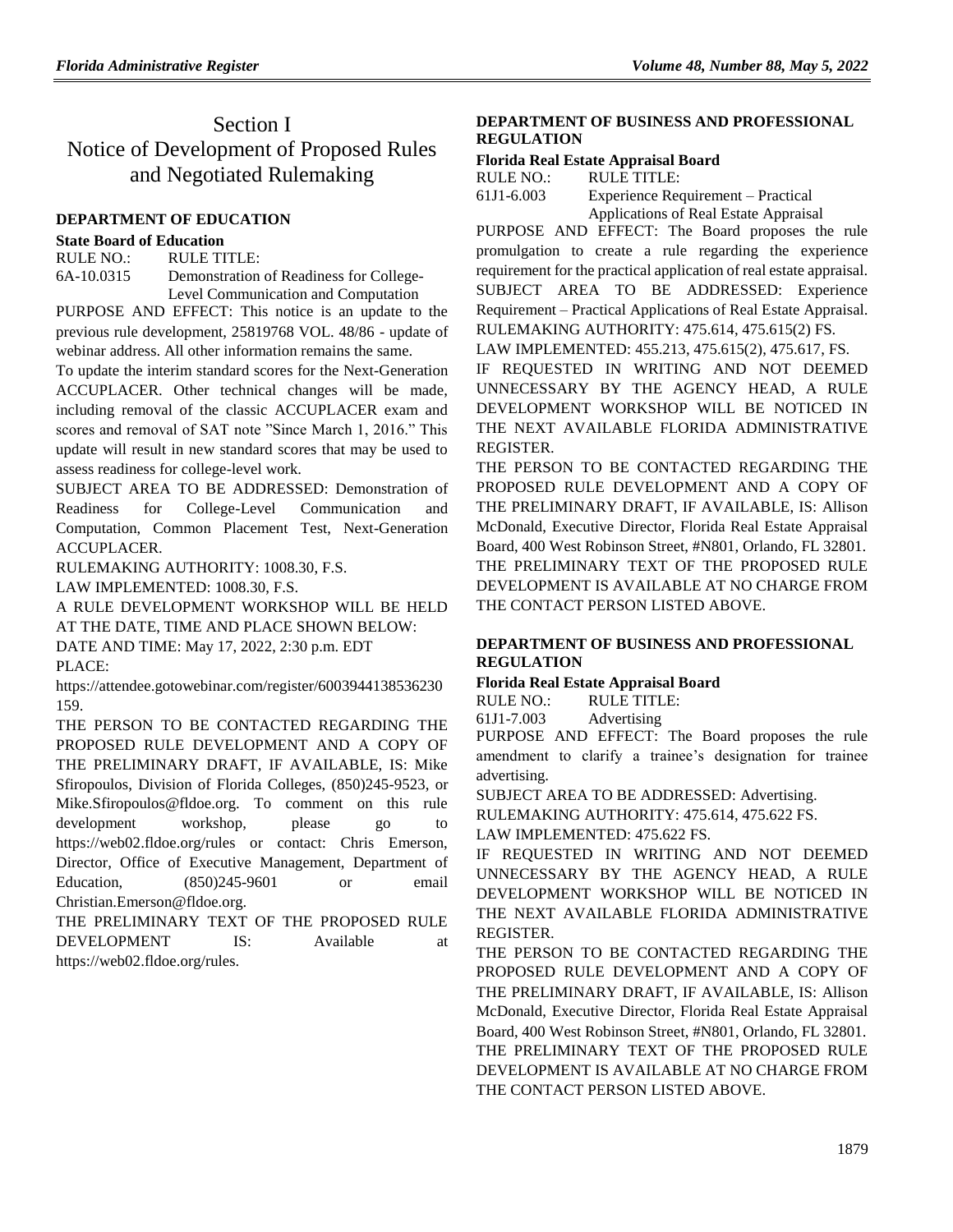# Section I
# Notice of Development of Proposed Rules and Negotiated Rulemaking

### DEPARTMENT OF EDUCATION

**State Board of Education**

RULE NO.: RULE TITLE:

6A-10.0315 Demonstration of Readiness for College-Level Communication and Computation

PURPOSE AND EFFECT: This notice is an update to the previous rule development, 25819768 VOL. 48/86 - update of webinar address. All other information remains the same.

To update the interim standard scores for the Next-Generation ACCUPLACER. Other technical changes will be made, including removal of the classic ACCUPLACER exam and scores and removal of SAT note "Since March 1, 2016." This update will result in new standard scores that may be used to assess readiness for college-level work.

SUBJECT AREA TO BE ADDRESSED: Demonstration of Readiness for College-Level Communication and Computation, Common Placement Test, Next-Generation ACCUPLACER.

RULEMAKING AUTHORITY: 1008.30, F.S.

LAW IMPLEMENTED: 1008.30, F.S.

A RULE DEVELOPMENT WORKSHOP WILL BE HELD AT THE DATE, TIME AND PLACE SHOWN BELOW:

DATE AND TIME: May 17, 2022, 2:30 p.m. EDT

PLACE:

https://attendee.gotowebinar.com/register/6003944138536230159.

THE PERSON TO BE CONTACTED REGARDING THE PROPOSED RULE DEVELOPMENT AND A COPY OF THE PRELIMINARY DRAFT, IF AVAILABLE, IS: Mike Sfiropoulos, Division of Florida Colleges, (850)245-9523, or Mike.Sfiropoulos@fldoe.org. To comment on this rule development workshop, please go to https://web02.fldoe.org/rules or contact: Chris Emerson, Director, Office of Executive Management, Department of Education, (850)245-9601 or email Christian.Emerson@fldoe.org.

THE PRELIMINARY TEXT OF THE PROPOSED RULE DEVELOPMENT IS: Available at https://web02.fldoe.org/rules.

### DEPARTMENT OF BUSINESS AND PROFESSIONAL REGULATION

**Florida Real Estate Appraisal Board**

RULE NO.: RULE TITLE:

61J1-6.003 Experience Requirement – Practical Applications of Real Estate Appraisal

PURPOSE AND EFFECT: The Board proposes the rule promulgation to create a rule regarding the experience requirement for the practical application of real estate appraisal.

SUBJECT AREA TO BE ADDRESSED: Experience Requirement – Practical Applications of Real Estate Appraisal.

RULEMAKING AUTHORITY: 475.614, 475.615(2) FS.

LAW IMPLEMENTED: 455.213, 475.615(2), 475.617, FS.

IF REQUESTED IN WRITING AND NOT DEEMED UNNECESSARY BY THE AGENCY HEAD, A RULE DEVELOPMENT WORKSHOP WILL BE NOTICED IN THE NEXT AVAILABLE FLORIDA ADMINISTRATIVE REGISTER.

THE PERSON TO BE CONTACTED REGARDING THE PROPOSED RULE DEVELOPMENT AND A COPY OF THE PRELIMINARY DRAFT, IF AVAILABLE, IS: Allison McDonald, Executive Director, Florida Real Estate Appraisal Board, 400 West Robinson Street, #N801, Orlando, FL 32801.

THE PRELIMINARY TEXT OF THE PROPOSED RULE DEVELOPMENT IS AVAILABLE AT NO CHARGE FROM THE CONTACT PERSON LISTED ABOVE.

### DEPARTMENT OF BUSINESS AND PROFESSIONAL REGULATION

**Florida Real Estate Appraisal Board**

RULE NO.: RULE TITLE:

61J1-7.003 Advertising

PURPOSE AND EFFECT: The Board proposes the rule amendment to clarify a trainee's designation for trainee advertising.

SUBJECT AREA TO BE ADDRESSED: Advertising.

RULEMAKING AUTHORITY: 475.614, 475.622 FS.

LAW IMPLEMENTED: 475.622 FS.

IF REQUESTED IN WRITING AND NOT DEEMED UNNECESSARY BY THE AGENCY HEAD, A RULE DEVELOPMENT WORKSHOP WILL BE NOTICED IN THE NEXT AVAILABLE FLORIDA ADMINISTRATIVE REGISTER.

THE PERSON TO BE CONTACTED REGARDING THE PROPOSED RULE DEVELOPMENT AND A COPY OF THE PRELIMINARY DRAFT, IF AVAILABLE, IS: Allison McDonald, Executive Director, Florida Real Estate Appraisal Board, 400 West Robinson Street, #N801, Orlando, FL 32801.

THE PRELIMINARY TEXT OF THE PROPOSED RULE DEVELOPMENT IS AVAILABLE AT NO CHARGE FROM THE CONTACT PERSON LISTED ABOVE.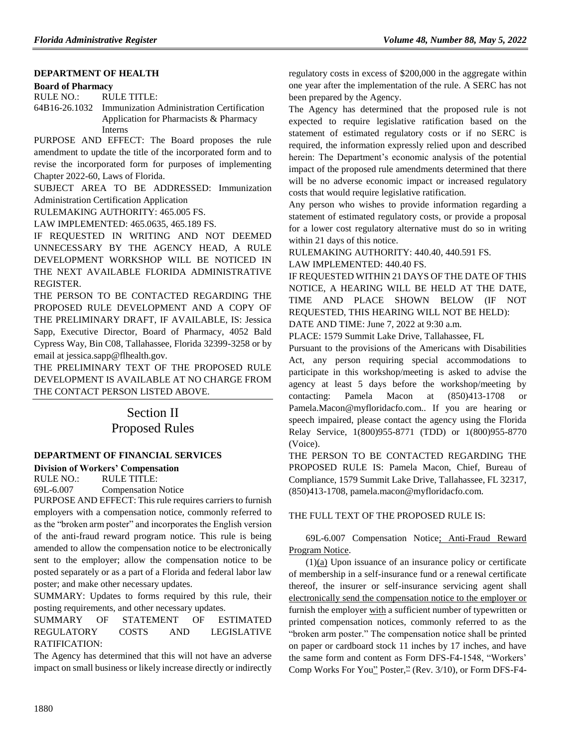## DEPARTMENT OF HEALTH

### Board of Pharmacy

RULE NO.: RULE TITLE:

64B16-26.1032 Immunization Administration Certification Application for Pharmacists & Pharmacy Interns

PURPOSE AND EFFECT: The Board proposes the rule amendment to update the title of the incorporated form and to revise the incorporated form for purposes of implementing Chapter 2022-60, Laws of Florida.

SUBJECT AREA TO BE ADDRESSED: Immunization Administration Certification Application

RULEMAKING AUTHORITY: 465.005 FS.

LAW IMPLEMENTED: 465.0635, 465.189 FS.

IF REQUESTED IN WRITING AND NOT DEEMED UNNECESSARY BY THE AGENCY HEAD, A RULE DEVELOPMENT WORKSHOP WILL BE NOTICED IN THE NEXT AVAILABLE FLORIDA ADMINISTRATIVE REGISTER.

THE PERSON TO BE CONTACTED REGARDING THE PROPOSED RULE DEVELOPMENT AND A COPY OF THE PRELIMINARY DRAFT, IF AVAILABLE, IS: Jessica Sapp, Executive Director, Board of Pharmacy, 4052 Bald Cypress Way, Bin C08, Tallahassee, Florida 32399-3258 or by email at jessica.sapp@flhealth.gov.

THE PRELIMINARY TEXT OF THE PROPOSED RULE DEVELOPMENT IS AVAILABLE AT NO CHARGE FROM THE CONTACT PERSON LISTED ABOVE.

# Section II
# Proposed Rules

## DEPARTMENT OF FINANCIAL SERVICES

### Division of Workers' Compensation

RULE NO.: RULE TITLE:

69L-6.007 Compensation Notice

PURPOSE AND EFFECT: This rule requires carriers to furnish employers with a compensation notice, commonly referred to as the "broken arm poster" and incorporates the English version of the anti-fraud reward program notice. This rule is being amended to allow the compensation notice to be electronically sent to the employer; allow the compensation notice to be posted separately or as a part of a Florida and federal labor law poster; and make other necessary updates.

SUMMARY: Updates to forms required by this rule, their posting requirements, and other necessary updates.

SUMMARY OF STATEMENT OF ESTIMATED REGULATORY COSTS AND LEGISLATIVE RATIFICATION:

The Agency has determined that this will not have an adverse impact on small business or likely increase directly or indirectly regulatory costs in excess of $200,000 in the aggregate within one year after the implementation of the rule. A SERC has not been prepared by the Agency.

The Agency has determined that the proposed rule is not expected to require legislative ratification based on the statement of estimated regulatory costs or if no SERC is required, the information expressly relied upon and described herein: The Department's economic analysis of the potential impact of the proposed rule amendments determined that there will be no adverse economic impact or increased regulatory costs that would require legislative ratification.

Any person who wishes to provide information regarding a statement of estimated regulatory costs, or provide a proposal for a lower cost regulatory alternative must do so in writing within 21 days of this notice.

RULEMAKING AUTHORITY: 440.40, 440.591 FS.

LAW IMPLEMENTED: 440.40 FS.

IF REQUESTED WITHIN 21 DAYS OF THE DATE OF THIS NOTICE, A HEARING WILL BE HELD AT THE DATE, TIME AND PLACE SHOWN BELOW (IF NOT REQUESTED, THIS HEARING WILL NOT BE HELD):

DATE AND TIME: June 7, 2022 at 9:30 a.m.

PLACE: 1579 Summit Lake Drive, Tallahassee, FL

Pursuant to the provisions of the Americans with Disabilities Act, any person requiring special accommodations to participate in this workshop/meeting is asked to advise the agency at least 5 days before the workshop/meeting by contacting: Pamela Macon at (850)413-1708 or Pamela.Macon@myfloridacfo.com.. If you are hearing or speech impaired, please contact the agency using the Florida Relay Service, 1(800)955-8771 (TDD) or 1(800)955-8770 (Voice).

THE PERSON TO BE CONTACTED REGARDING THE PROPOSED RULE IS: Pamela Macon, Chief, Bureau of Compliance, 1579 Summit Lake Drive, Tallahassee, FL 32317, (850)413-1708, pamela.macon@myfloridacfo.com.

THE FULL TEXT OF THE PROPOSED RULE IS:

69L-6.007 Compensation Notice; Anti-Fraud Reward Program Notice.

(1)(a) Upon issuance of an insurance policy or certificate of membership in a self-insurance fund or a renewal certificate thereof, the insurer or self-insurance servicing agent shall electronically send the compensation notice to the employer or furnish the employer with a sufficient number of typewritten or printed compensation notices, commonly referred to as the "broken arm poster." The compensation notice shall be printed on paper or cardboard stock 11 inches by 17 inches, and have the same form and content as Form DFS-F4-1548, "Workers' Comp Works For You" Poster," (Rev. 3/10), or Form DFS-F4-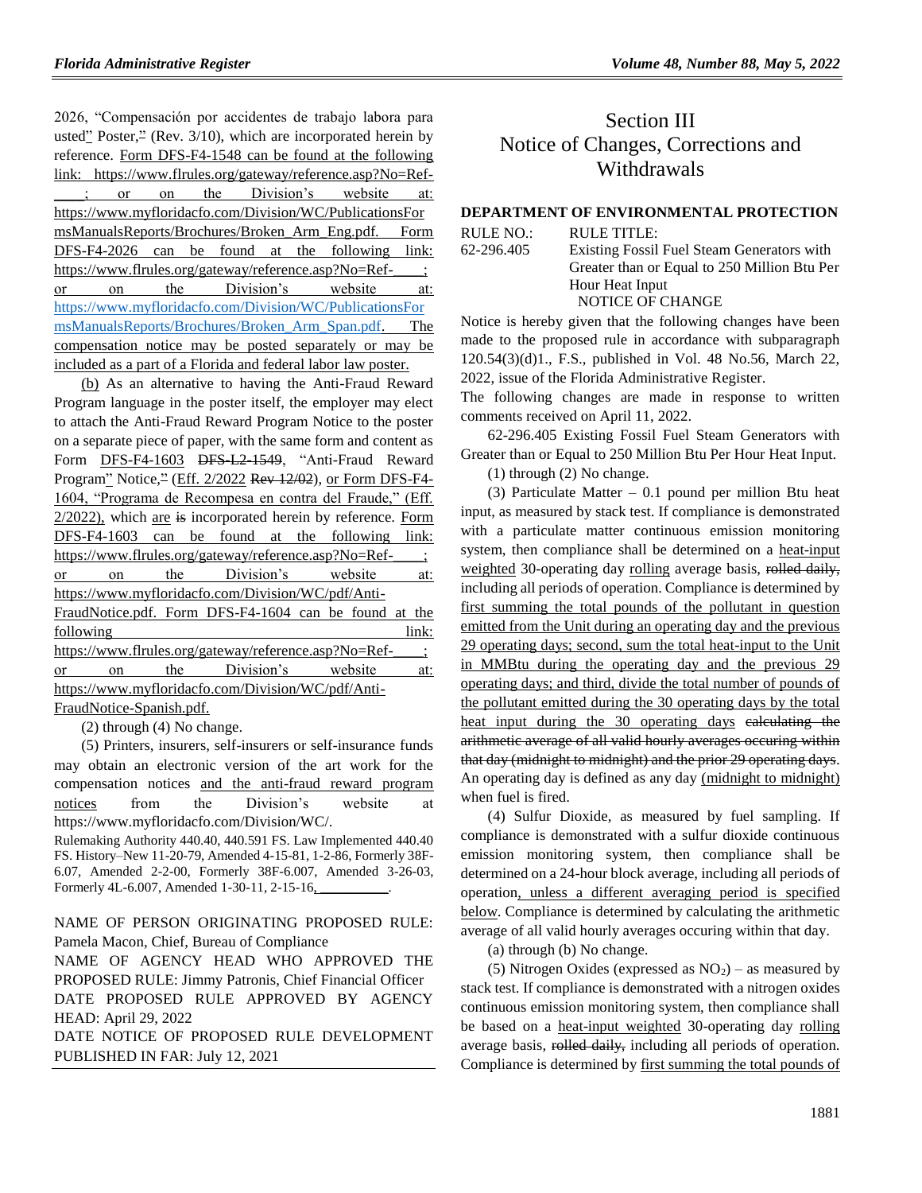2026, "Compensación por accidentes de trabajo labora para usted" Poster," (Rev. 3/10), which are incorporated herein by reference. Form DFS-F4-1548 can be found at the following link: https://www.flrules.org/gateway/reference.asp?No=Ref-____; or on the Division's website at: https://www.myfloridacfo.com/Division/WC/PublicationsFormsManualsReports/Brochures/Broken_Arm_Eng.pdf. Form DFS-F4-2026 can be found at the following link: https://www.flrules.org/gateway/reference.asp?No=Ref-____; or on the Division's website at: https://www.myfloridacfo.com/Division/WC/PublicationsFormsManualsReports/Brochures/Broken_Arm_Span.pdf. The compensation notice may be posted separately or may be included as a part of a Florida and federal labor law poster.

(b) As an alternative to having the Anti-Fraud Reward Program language in the poster itself, the employer may elect to attach the Anti-Fraud Reward Program Notice to the poster on a separate piece of paper, with the same form and content as Form DFS-F4-1603 DFS-L2-1549, "Anti-Fraud Reward Program" Notice," (Eff. 2/2022 Rev 12/02), or Form DFS-F4-1604, "Programa de Recompesa en contra del Fraude," (Eff. 2/2022), which are is incorporated herein by reference. Form DFS-F4-1603 can be found at the following link: https://www.flrules.org/gateway/reference.asp?No=Ref-____; or on the Division's website at: https://www.myfloridacfo.com/Division/WC/pdf/Anti-FraudNotice.pdf. Form DFS-F4-1604 can be found at the following link: https://www.flrules.org/gateway/reference.asp?No=Ref-____; or on the Division's website at: https://www.myfloridacfo.com/Division/WC/pdf/Anti-FraudNotice-Spanish.pdf.

(2) through (4) No change.

(5) Printers, insurers, self-insurers or self-insurance funds may obtain an electronic version of the art work for the compensation notices and the anti-fraud reward program notices from the Division's website at https://www.myfloridacfo.com/Division/WC/.

Rulemaking Authority 440.40, 440.591 FS. Law Implemented 440.40 FS. History–New 11-20-79, Amended 4-15-81, 1-2-86, Formerly 38F-6.07, Amended 2-2-00, Formerly 38F-6.007, Amended 3-26-03, Formerly 4L-6.007, Amended 1-30-11, 2-15-16, __________.

NAME OF PERSON ORIGINATING PROPOSED RULE: Pamela Macon, Chief, Bureau of Compliance

NAME OF AGENCY HEAD WHO APPROVED THE PROPOSED RULE: Jimmy Patronis, Chief Financial Officer

DATE PROPOSED RULE APPROVED BY AGENCY HEAD: April 29, 2022

DATE NOTICE OF PROPOSED RULE DEVELOPMENT PUBLISHED IN FAR: July 12, 2021

# Section III
# Notice of Changes, Corrections and Withdrawals

### DEPARTMENT OF ENVIRONMENTAL PROTECTION

RULE NO.: 62-296.405

RULE TITLE: Existing Fossil Fuel Steam Generators with Greater than or Equal to 250 Million Btu Per Hour Heat Input

NOTICE OF CHANGE

Notice is hereby given that the following changes have been made to the proposed rule in accordance with subparagraph 120.54(3)(d)1., F.S., published in Vol. 48 No.56, March 22, 2022, issue of the Florida Administrative Register.

The following changes are made in response to written comments received on April 11, 2022.

62-296.405 Existing Fossil Fuel Steam Generators with Greater than or Equal to 250 Million Btu Per Hour Heat Input.

(1) through (2) No change.

(3) Particulate Matter – 0.1 pound per million Btu heat input, as measured by stack test. If compliance is demonstrated with a particulate matter continuous emission monitoring system, then compliance shall be determined on a heat-input weighted 30-operating day rolling average basis, rolled daily, including all periods of operation. Compliance is determined by first summing the total pounds of the pollutant in question emitted from the Unit during an operating day and the previous 29 operating days; second, sum the total heat-input to the Unit in MMBtu during the operating day and the previous 29 operating days; and third, divide the total number of pounds of the pollutant emitted during the 30 operating days by the total heat input during the 30 operating days calculating the arithmetic average of all valid hourly averages occuring within that day (midnight to midnight) and the prior 29 operating days. An operating day is defined as any day (midnight to midnight) when fuel is fired.

(4) Sulfur Dioxide, as measured by fuel sampling. If compliance is demonstrated with a sulfur dioxide continuous emission monitoring system, then compliance shall be determined on a 24-hour block average, including all periods of operation, unless a different averaging period is specified below. Compliance is determined by calculating the arithmetic average of all valid hourly averages occuring within that day.

(a) through (b) No change.

(5) Nitrogen Oxides (expressed as $NO_2$) – as measured by stack test. If compliance is demonstrated with a nitrogen oxides continuous emission monitoring system, then compliance shall be based on a heat-input weighted 30-operating day rolling average basis, rolled daily, including all periods of operation. Compliance is determined by first summing the total pounds of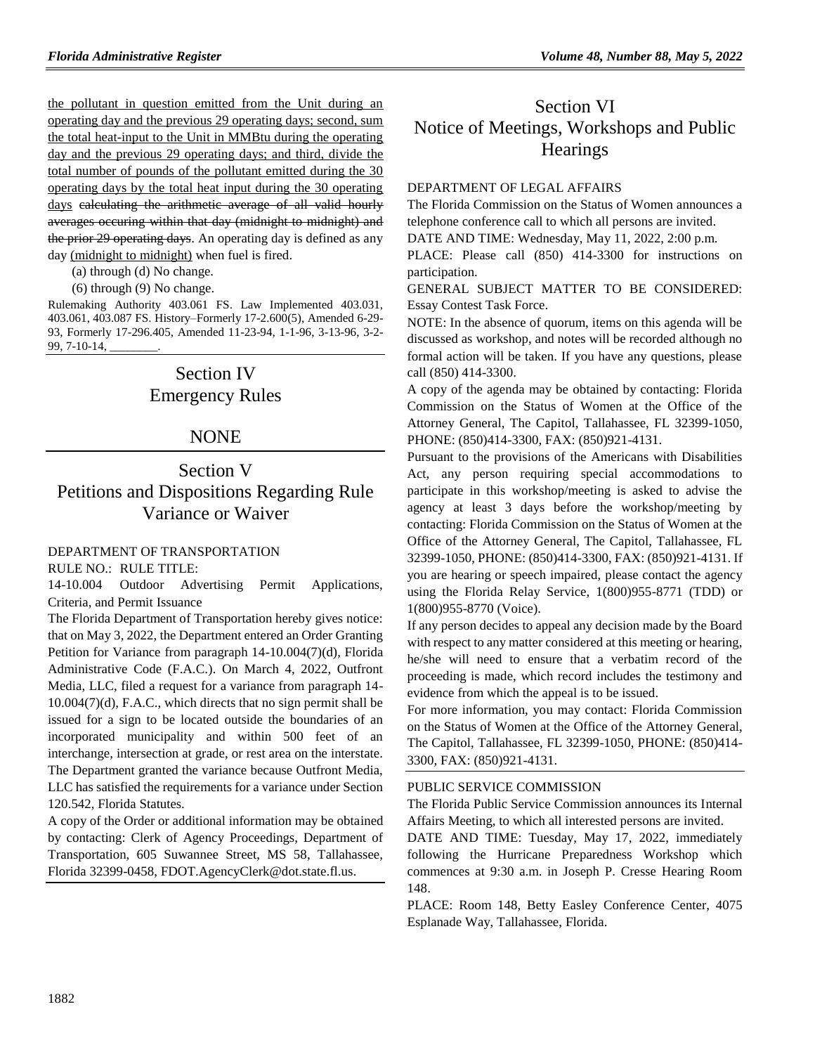the pollutant in question emitted from the Unit during an operating day and the previous 29 operating days; second, sum the total heat-input to the Unit in MMBtu during the operating day and the previous 29 operating days; and third, divide the total number of pounds of the pollutant emitted during the 30 operating days by the total heat input during the 30 operating days ~~calculating the arithmetic average of all valid hourly averages occuring within that day (midnight to midnight) and the prior 29 operating days~~. An operating day is defined as any day (midnight to midnight) when fuel is fired.

(a) through (d) No change.

(6) through (9) No change.

Rulemaking Authority 403.061 FS. Law Implemented 403.031, 403.061, 403.087 FS. History–Formerly 17-2.600(5), Amended 6-29-93, Formerly 17-296.405, Amended 11-23-94, 1-1-96, 3-13-96, 3-2-99, 7-10-14, ________.

# Section IV Emergency Rules

## NONE

# Section V Petitions and Dispositions Regarding Rule Variance or Waiver

DEPARTMENT OF TRANSPORTATION

RULE NO.: RULE TITLE:

14-10.004 Outdoor Advertising Permit Applications, Criteria, and Permit Issuance

The Florida Department of Transportation hereby gives notice: that on May 3, 2022, the Department entered an Order Granting Petition for Variance from paragraph 14-10.004(7)(d), Florida Administrative Code (F.A.C.). On March 4, 2022, Outfront Media, LLC, filed a request for a variance from paragraph 14-10.004(7)(d), F.A.C., which directs that no sign permit shall be issued for a sign to be located outside the boundaries of an incorporated municipality and within 500 feet of an interchange, intersection at grade, or rest area on the interstate. The Department granted the variance because Outfront Media, LLC has satisfied the requirements for a variance under Section 120.542, Florida Statutes.

A copy of the Order or additional information may be obtained by contacting: Clerk of Agency Proceedings, Department of Transportation, 605 Suwannee Street, MS 58, Tallahassee, Florida 32399-0458, FDOT.AgencyClerk@dot.state.fl.us.

# Section VI Notice of Meetings, Workshops and Public Hearings

DEPARTMENT OF LEGAL AFFAIRS

The Florida Commission on the Status of Women announces a telephone conference call to which all persons are invited.

DATE AND TIME: Wednesday, May 11, 2022, 2:00 p.m.

PLACE: Please call (850) 414-3300 for instructions on participation.

GENERAL SUBJECT MATTER TO BE CONSIDERED: Essay Contest Task Force.

NOTE: In the absence of quorum, items on this agenda will be discussed as workshop, and notes will be recorded although no formal action will be taken. If you have any questions, please call (850) 414-3300.

A copy of the agenda may be obtained by contacting: Florida Commission on the Status of Women at the Office of the Attorney General, The Capitol, Tallahassee, FL 32399-1050, PHONE: (850)414-3300, FAX: (850)921-4131.

Pursuant to the provisions of the Americans with Disabilities Act, any person requiring special accommodations to participate in this workshop/meeting is asked to advise the agency at least 3 days before the workshop/meeting by contacting: Florida Commission on the Status of Women at the Office of the Attorney General, The Capitol, Tallahassee, FL 32399-1050, PHONE: (850)414-3300, FAX: (850)921-4131. If you are hearing or speech impaired, please contact the agency using the Florida Relay Service, 1(800)955-8771 (TDD) or 1(800)955-8770 (Voice).

If any person decides to appeal any decision made by the Board with respect to any matter considered at this meeting or hearing, he/she will need to ensure that a verbatim record of the proceeding is made, which record includes the testimony and evidence from which the appeal is to be issued.

For more information, you may contact: Florida Commission on the Status of Women at the Office of the Attorney General, The Capitol, Tallahassee, FL 32399-1050, PHONE: (850)414-3300, FAX: (850)921-4131.

PUBLIC SERVICE COMMISSION

The Florida Public Service Commission announces its Internal Affairs Meeting, to which all interested persons are invited.

DATE AND TIME: Tuesday, May 17, 2022, immediately following the Hurricane Preparedness Workshop which commences at 9:30 a.m. in Joseph P. Cresse Hearing Room 148.

PLACE: Room 148, Betty Easley Conference Center, 4075 Esplanade Way, Tallahassee, Florida.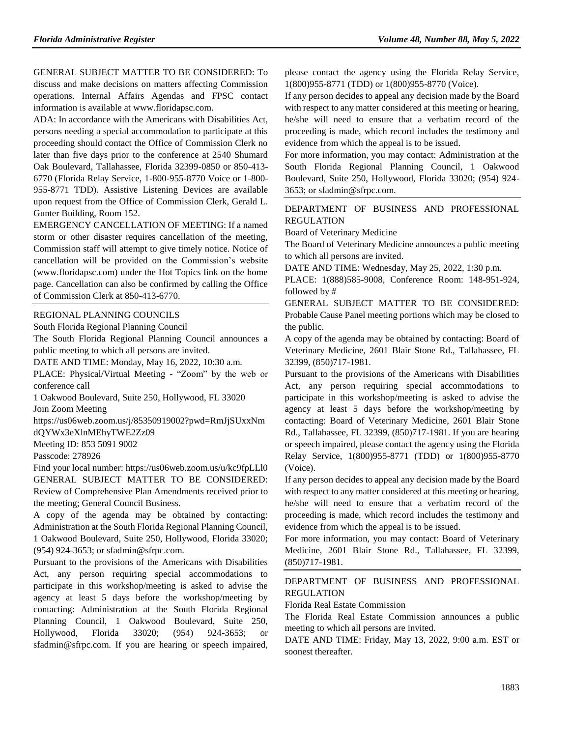GENERAL SUBJECT MATTER TO BE CONSIDERED: To discuss and make decisions on matters affecting Commission operations. Internal Affairs Agendas and FPSC contact information is available at www.floridapsc.com.

ADA: In accordance with the Americans with Disabilities Act, persons needing a special accommodation to participate at this proceeding should contact the Office of Commission Clerk no later than five days prior to the conference at 2540 Shumard Oak Boulevard, Tallahassee, Florida 32399-0850 or 850-413-6770 (Florida Relay Service, 1-800-955-8770 Voice or 1-800-955-8771 TDD). Assistive Listening Devices are available upon request from the Office of Commission Clerk, Gerald L. Gunter Building, Room 152.

EMERGENCY CANCELLATION OF MEETING: If a named storm or other disaster requires cancellation of the meeting, Commission staff will attempt to give timely notice. Notice of cancellation will be provided on the Commission's website (www.floridapsc.com) under the Hot Topics link on the home page. Cancellation can also be confirmed by calling the Office of Commission Clerk at 850-413-6770.

---

REGIONAL PLANNING COUNCILS

South Florida Regional Planning Council

The South Florida Regional Planning Council announces a public meeting to which all persons are invited.

DATE AND TIME: Monday, May 16, 2022, 10:30 a.m.

PLACE: Physical/Virtual Meeting - "Zoom" by the web or conference call

1 Oakwood Boulevard, Suite 250, Hollywood, FL 33020

Join Zoom Meeting

https://us06web.zoom.us/j/85350919002?pwd=RmJjSUxxNmdQYWx3eXlnMEhyTWE2Zz09

Meeting ID: 853 5091 9002

Passcode: 278926

Find your local number: https://us06web.zoom.us/u/kc9fpLLl0

GENERAL SUBJECT MATTER TO BE CONSIDERED: Review of Comprehensive Plan Amendments received prior to the meeting; General Council Business.

A copy of the agenda may be obtained by contacting: Administration at the South Florida Regional Planning Council, 1 Oakwood Boulevard, Suite 250, Hollywood, Florida 33020; (954) 924-3653; or sfadmin@sfrpc.com.

Pursuant to the provisions of the Americans with Disabilities Act, any person requiring special accommodations to participate in this workshop/meeting is asked to advise the agency at least 5 days before the workshop/meeting by contacting: Administration at the South Florida Regional Planning Council, 1 Oakwood Boulevard, Suite 250, Hollywood, Florida 33020; (954) 924-3653; or sfadmin@sfrpc.com. If you are hearing or speech impaired, please contact the agency using the Florida Relay Service, 1(800)955-8771 (TDD) or 1(800)955-8770 (Voice).

If any person decides to appeal any decision made by the Board with respect to any matter considered at this meeting or hearing, he/she will need to ensure that a verbatim record of the proceeding is made, which record includes the testimony and evidence from which the appeal is to be issued.

For more information, you may contact: Administration at the South Florida Regional Planning Council, 1 Oakwood Boulevard, Suite 250, Hollywood, Florida 33020; (954) 924-3653; or sfadmin@sfrpc.com.

---

DEPARTMENT OF BUSINESS AND PROFESSIONAL REGULATION

Board of Veterinary Medicine

The Board of Veterinary Medicine announces a public meeting to which all persons are invited.

DATE AND TIME: Wednesday, May 25, 2022, 1:30 p.m.

PLACE: 1(888)585-9008, Conference Room: 148-951-924, followed by #

GENERAL SUBJECT MATTER TO BE CONSIDERED: Probable Cause Panel meeting portions which may be closed to the public.

A copy of the agenda may be obtained by contacting: Board of Veterinary Medicine, 2601 Blair Stone Rd., Tallahassee, FL 32399, (850)717-1981.

Pursuant to the provisions of the Americans with Disabilities Act, any person requiring special accommodations to participate in this workshop/meeting is asked to advise the agency at least 5 days before the workshop/meeting by contacting: Board of Veterinary Medicine, 2601 Blair Stone Rd., Tallahassee, FL 32399, (850)717-1981. If you are hearing or speech impaired, please contact the agency using the Florida Relay Service, 1(800)955-8771 (TDD) or 1(800)955-8770 (Voice).

If any person decides to appeal any decision made by the Board with respect to any matter considered at this meeting or hearing, he/she will need to ensure that a verbatim record of the proceeding is made, which record includes the testimony and evidence from which the appeal is to be issued.

For more information, you may contact: Board of Veterinary Medicine, 2601 Blair Stone Rd., Tallahassee, FL 32399, (850)717-1981.

---

DEPARTMENT OF BUSINESS AND PROFESSIONAL REGULATION

Florida Real Estate Commission

The Florida Real Estate Commission announces a public meeting to which all persons are invited.

DATE AND TIME: Friday, May 13, 2022, 9:00 a.m. EST or soonest thereafter.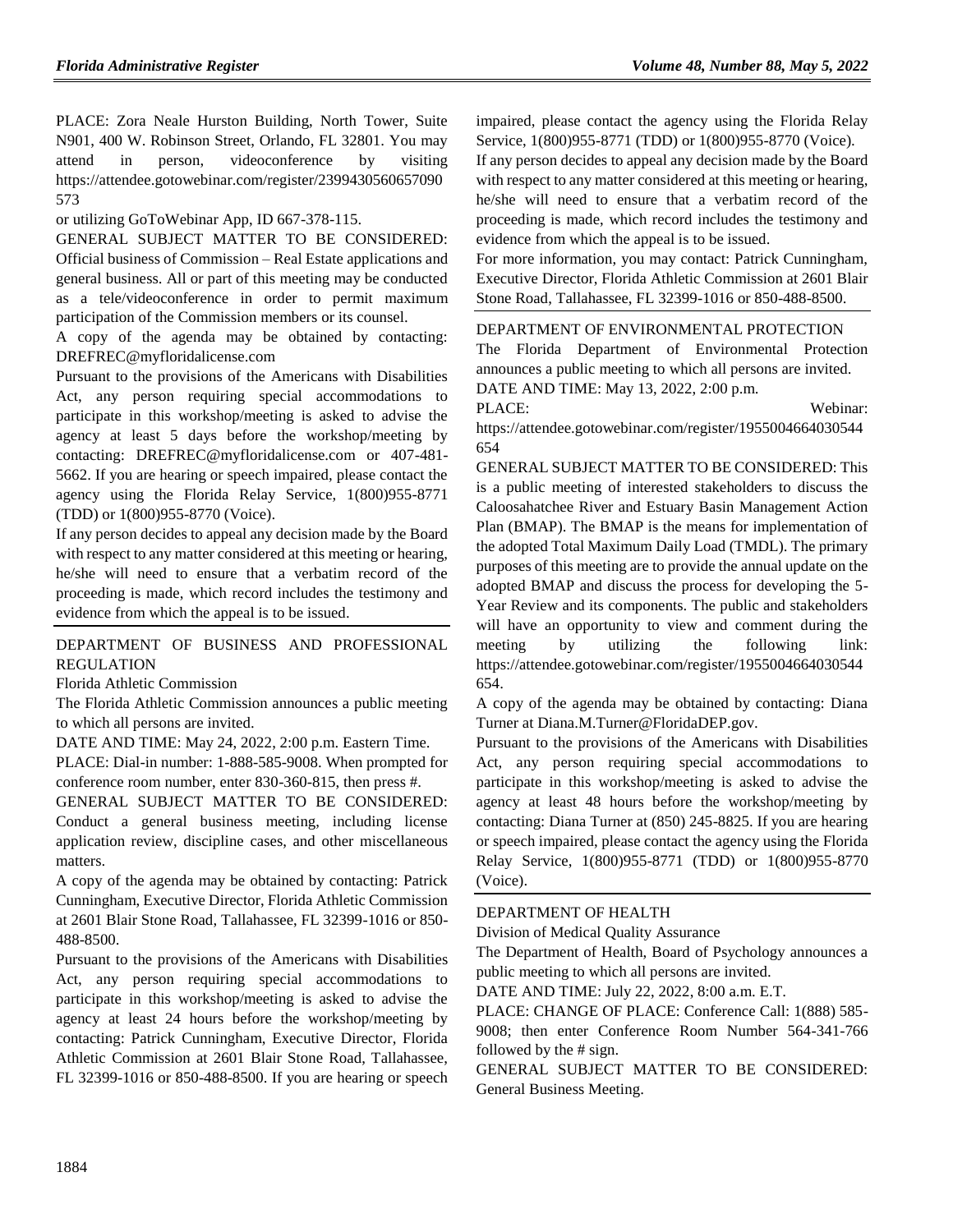PLACE: Zora Neale Hurston Building, North Tower, Suite N901, 400 W. Robinson Street, Orlando, FL 32801. You may attend in person, videoconference by visiting https://attendee.gotowebinar.com/register/2399430560657090573

or utilizing GoToWebinar App, ID 667-378-115.

GENERAL SUBJECT MATTER TO BE CONSIDERED: Official business of Commission – Real Estate applications and general business. All or part of this meeting may be conducted as a tele/videoconference in order to permit maximum participation of the Commission members or its counsel.

A copy of the agenda may be obtained by contacting: DREFREC@myfloridalicense.com

Pursuant to the provisions of the Americans with Disabilities Act, any person requiring special accommodations to participate in this workshop/meeting is asked to advise the agency at least 5 days before the workshop/meeting by contacting: DREFREC@myfloridalicense.com or 407-481-5662. If you are hearing or speech impaired, please contact the agency using the Florida Relay Service, 1(800)955-8771 (TDD) or 1(800)955-8770 (Voice).

If any person decides to appeal any decision made by the Board with respect to any matter considered at this meeting or hearing, he/she will need to ensure that a verbatim record of the proceeding is made, which record includes the testimony and evidence from which the appeal is to be issued.

DEPARTMENT OF BUSINESS AND PROFESSIONAL REGULATION

Florida Athletic Commission

The Florida Athletic Commission announces a public meeting to which all persons are invited.

DATE AND TIME: May 24, 2022, 2:00 p.m. Eastern Time.

PLACE: Dial-in number: 1-888-585-9008. When prompted for conference room number, enter 830-360-815, then press #.

GENERAL SUBJECT MATTER TO BE CONSIDERED: Conduct a general business meeting, including license application review, discipline cases, and other miscellaneous matters.

A copy of the agenda may be obtained by contacting: Patrick Cunningham, Executive Director, Florida Athletic Commission at 2601 Blair Stone Road, Tallahassee, FL 32399-1016 or 850-488-8500.

Pursuant to the provisions of the Americans with Disabilities Act, any person requiring special accommodations to participate in this workshop/meeting is asked to advise the agency at least 24 hours before the workshop/meeting by contacting: Patrick Cunningham, Executive Director, Florida Athletic Commission at 2601 Blair Stone Road, Tallahassee, FL 32399-1016 or 850-488-8500. If you are hearing or speech impaired, please contact the agency using the Florida Relay Service, 1(800)955-8771 (TDD) or 1(800)955-8770 (Voice).

If any person decides to appeal any decision made by the Board with respect to any matter considered at this meeting or hearing, he/she will need to ensure that a verbatim record of the proceeding is made, which record includes the testimony and evidence from which the appeal is to be issued.

For more information, you may contact: Patrick Cunningham, Executive Director, Florida Athletic Commission at 2601 Blair Stone Road, Tallahassee, FL 32399-1016 or 850-488-8500.

DEPARTMENT OF ENVIRONMENTAL PROTECTION

The Florida Department of Environmental Protection announces a public meeting to which all persons are invited.

DATE AND TIME: May 13, 2022, 2:00 p.m.

PLACE: Webinar: https://attendee.gotowebinar.com/register/1955004664030544654

GENERAL SUBJECT MATTER TO BE CONSIDERED: This is a public meeting of interested stakeholders to discuss the Caloosahatchee River and Estuary Basin Management Action Plan (BMAP). The BMAP is the means for implementation of the adopted Total Maximum Daily Load (TMDL). The primary purposes of this meeting are to provide the annual update on the adopted BMAP and discuss the process for developing the 5-Year Review and its components. The public and stakeholders will have an opportunity to view and comment during the meeting by utilizing the following link: https://attendee.gotowebinar.com/register/1955004664030544654.

A copy of the agenda may be obtained by contacting: Diana Turner at Diana.M.Turner@FloridaDEP.gov.

Pursuant to the provisions of the Americans with Disabilities Act, any person requiring special accommodations to participate in this workshop/meeting is asked to advise the agency at least 48 hours before the workshop/meeting by contacting: Diana Turner at (850) 245-8825. If you are hearing or speech impaired, please contact the agency using the Florida Relay Service, 1(800)955-8771 (TDD) or 1(800)955-8770 (Voice).

DEPARTMENT OF HEALTH

Division of Medical Quality Assurance

The Department of Health, Board of Psychology announces a public meeting to which all persons are invited.

DATE AND TIME: July 22, 2022, 8:00 a.m. E.T.

PLACE: CHANGE OF PLACE: Conference Call: 1(888) 585-9008; then enter Conference Room Number 564-341-766 followed by the # sign.

GENERAL SUBJECT MATTER TO BE CONSIDERED: General Business Meeting.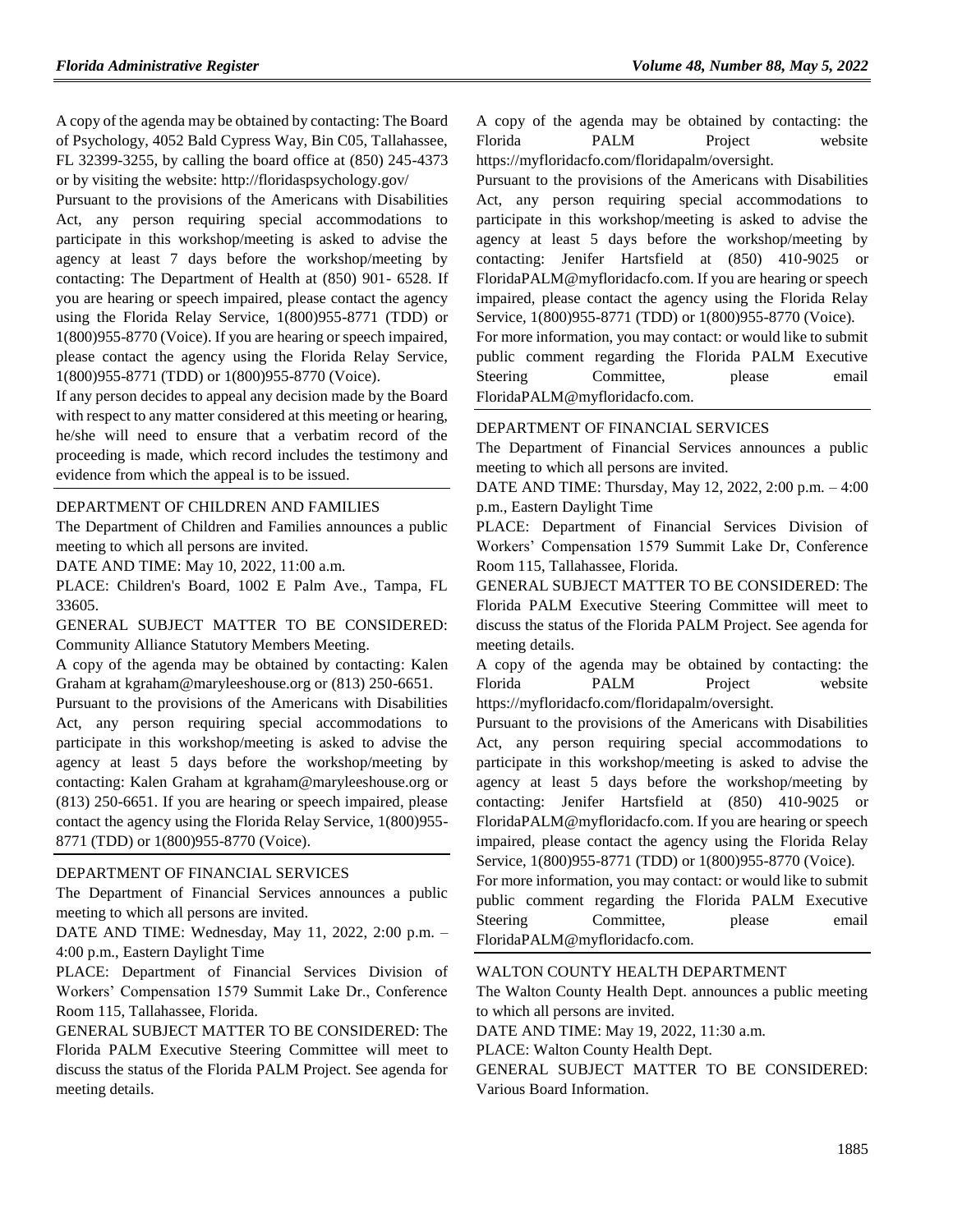A copy of the agenda may be obtained by contacting: The Board of Psychology, 4052 Bald Cypress Way, Bin C05, Tallahassee, FL 32399-3255, by calling the board office at (850) 245-4373 or by visiting the website: http://floridaspsychology.gov/

Pursuant to the provisions of the Americans with Disabilities Act, any person requiring special accommodations to participate in this workshop/meeting is asked to advise the agency at least 7 days before the workshop/meeting by contacting: The Department of Health at (850) 901- 6528. If you are hearing or speech impaired, please contact the agency using the Florida Relay Service, 1(800)955-8771 (TDD) or 1(800)955-8770 (Voice). If you are hearing or speech impaired, please contact the agency using the Florida Relay Service, 1(800)955-8771 (TDD) or 1(800)955-8770 (Voice).

If any person decides to appeal any decision made by the Board with respect to any matter considered at this meeting or hearing, he/she will need to ensure that a verbatim record of the proceeding is made, which record includes the testimony and evidence from which the appeal is to be issued.

## DEPARTMENT OF CHILDREN AND FAMILIES

The Department of Children and Families announces a public meeting to which all persons are invited.

DATE AND TIME: May 10, 2022, 11:00 a.m.

PLACE: Children's Board, 1002 E Palm Ave., Tampa, FL 33605.

GENERAL SUBJECT MATTER TO BE CONSIDERED: Community Alliance Statutory Members Meeting.

A copy of the agenda may be obtained by contacting: Kalen Graham at kgraham@maryleeshouse.org or (813) 250-6651.

Pursuant to the provisions of the Americans with Disabilities Act, any person requiring special accommodations to participate in this workshop/meeting is asked to advise the agency at least 5 days before the workshop/meeting by contacting: Kalen Graham at kgraham@maryleeshouse.org or (813) 250-6651. If you are hearing or speech impaired, please contact the agency using the Florida Relay Service, 1(800)955-8771 (TDD) or 1(800)955-8770 (Voice).

## DEPARTMENT OF FINANCIAL SERVICES

The Department of Financial Services announces a public meeting to which all persons are invited.

DATE AND TIME: Wednesday, May 11, 2022, 2:00 p.m. – 4:00 p.m., Eastern Daylight Time

PLACE: Department of Financial Services Division of Workers' Compensation 1579 Summit Lake Dr., Conference Room 115, Tallahassee, Florida.

GENERAL SUBJECT MATTER TO BE CONSIDERED: The Florida PALM Executive Steering Committee will meet to discuss the status of the Florida PALM Project. See agenda for meeting details.

A copy of the agenda may be obtained by contacting: the Florida PALM Project website https://myfloridacfo.com/floridapalm/oversight.

Pursuant to the provisions of the Americans with Disabilities Act, any person requiring special accommodations to participate in this workshop/meeting is asked to advise the agency at least 5 days before the workshop/meeting by contacting: Jenifer Hartsfield at (850) 410-9025 or FloridaPALM@myfloridacfo.com. If you are hearing or speech impaired, please contact the agency using the Florida Relay Service, 1(800)955-8771 (TDD) or 1(800)955-8770 (Voice).

For more information, you may contact: or would like to submit public comment regarding the Florida PALM Executive Steering Committee, please email FloridaPALM@myfloridacfo.com.

## DEPARTMENT OF FINANCIAL SERVICES

The Department of Financial Services announces a public meeting to which all persons are invited.

DATE AND TIME: Thursday, May 12, 2022, 2:00 p.m. – 4:00 p.m., Eastern Daylight Time

PLACE: Department of Financial Services Division of Workers' Compensation 1579 Summit Lake Dr, Conference Room 115, Tallahassee, Florida.

GENERAL SUBJECT MATTER TO BE CONSIDERED: The Florida PALM Executive Steering Committee will meet to discuss the status of the Florida PALM Project. See agenda for meeting details.

A copy of the agenda may be obtained by contacting: the Florida PALM Project website https://myfloridacfo.com/floridapalm/oversight.

Pursuant to the provisions of the Americans with Disabilities Act, any person requiring special accommodations to participate in this workshop/meeting is asked to advise the agency at least 5 days before the workshop/meeting by contacting: Jenifer Hartsfield at (850) 410-9025 or FloridaPALM@myfloridacfo.com. If you are hearing or speech impaired, please contact the agency using the Florida Relay Service, 1(800)955-8771 (TDD) or 1(800)955-8770 (Voice).

For more information, you may contact: or would like to submit public comment regarding the Florida PALM Executive Steering Committee, please email FloridaPALM@myfloridacfo.com.

## WALTON COUNTY HEALTH DEPARTMENT

The Walton County Health Dept. announces a public meeting to which all persons are invited.

DATE AND TIME: May 19, 2022, 11:30 a.m.

PLACE: Walton County Health Dept.

GENERAL SUBJECT MATTER TO BE CONSIDERED: Various Board Information.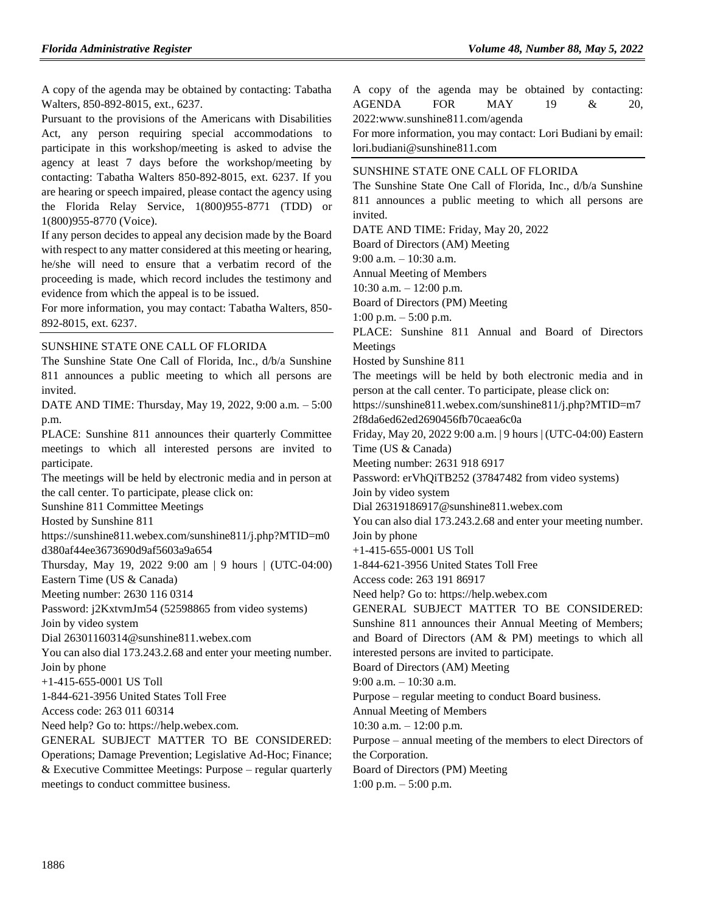A copy of the agenda may be obtained by contacting: Tabatha Walters, 850-892-8015, ext., 6237.

Pursuant to the provisions of the Americans with Disabilities Act, any person requiring special accommodations to participate in this workshop/meeting is asked to advise the agency at least 7 days before the workshop/meeting by contacting: Tabatha Walters 850-892-8015, ext. 6237. If you are hearing or speech impaired, please contact the agency using the Florida Relay Service, 1(800)955-8771 (TDD) or 1(800)955-8770 (Voice).

If any person decides to appeal any decision made by the Board with respect to any matter considered at this meeting or hearing, he/she will need to ensure that a verbatim record of the proceeding is made, which record includes the testimony and evidence from which the appeal is to be issued.

For more information, you may contact: Tabatha Walters, 850-892-8015, ext. 6237.

---

SUNSHINE STATE ONE CALL OF FLORIDA

The Sunshine State One Call of Florida, Inc., d/b/a Sunshine 811 announces a public meeting to which all persons are invited.

DATE AND TIME: Thursday, May 19, 2022, 9:00 a.m. – 5:00 p.m.

PLACE: Sunshine 811 announces their quarterly Committee meetings to which all interested persons are invited to participate.

The meetings will be held by electronic media and in person at the call center. To participate, please click on:

Sunshine 811 Committee Meetings

Hosted by Sunshine 811

https://sunshine811.webex.com/sunshine811/j.php?MTID=m0d380af44ee3673690d9af5603a9a654

Thursday, May 19, 2022 9:00 am | 9 hours | (UTC-04:00) Eastern Time (US & Canada)

Meeting number: 2630 116 0314

Password: j2KxtvmJm54 (52598865 from video systems)

Join by video system

Dial 26301160314@sunshine811.webex.com

You can also dial 173.243.2.68 and enter your meeting number.

Join by phone

+1-415-655-0001 US Toll

1-844-621-3956 United States Toll Free

Access code: 263 011 60314

Need help? Go to: https://help.webex.com.

GENERAL SUBJECT MATTER TO BE CONSIDERED: Operations; Damage Prevention; Legislative Ad-Hoc; Finance; & Executive Committee Meetings: Purpose – regular quarterly meetings to conduct committee business.

A copy of the agenda may be obtained by contacting: AGENDA FOR MAY 19 & 20, 2022:www.sunshine811.com/agenda

For more information, you may contact: Lori Budiani by email: lori.budiani@sunshine811.com

---

SUNSHINE STATE ONE CALL OF FLORIDA

The Sunshine State One Call of Florida, Inc., d/b/a Sunshine 811 announces a public meeting to which all persons are invited.

DATE AND TIME: Friday, May 20, 2022

Board of Directors (AM) Meeting

9:00 a.m. – 10:30 a.m.

Annual Meeting of Members

10:30 a.m. – 12:00 p.m.

Board of Directors (PM) Meeting

1:00 p.m. – 5:00 p.m.

PLACE: Sunshine 811 Annual and Board of Directors Meetings

Hosted by Sunshine 811

The meetings will be held by both electronic media and in person at the call center. To participate, please click on:

https://sunshine811.webex.com/sunshine811/j.php?MTID=m72f8da6ed62ed2690456fb70caea6c0a

Friday, May 20, 2022 9:00 a.m. | 9 hours | (UTC-04:00) Eastern Time (US & Canada)

Meeting number: 2631 918 6917

Password: erVhQiTB252 (37847482 from video systems)

Join by video system

Dial 26319186917@sunshine811.webex.com

You can also dial 173.243.2.68 and enter your meeting number.

Join by phone

+1-415-655-0001 US Toll

1-844-621-3956 United States Toll Free

Access code: 263 191 86917

Need help? Go to: https://help.webex.com

GENERAL SUBJECT MATTER TO BE CONSIDERED: Sunshine 811 announces their Annual Meeting of Members; and Board of Directors (AM & PM) meetings to which all interested persons are invited to participate.

Board of Directors (AM) Meeting

9:00 a.m. – 10:30 a.m.

Purpose – regular meeting to conduct Board business.

Annual Meeting of Members

10:30 a.m. – 12:00 p.m.

Purpose – annual meeting of the members to elect Directors of the Corporation.

Board of Directors (PM) Meeting

1:00 p.m. – 5:00 p.m.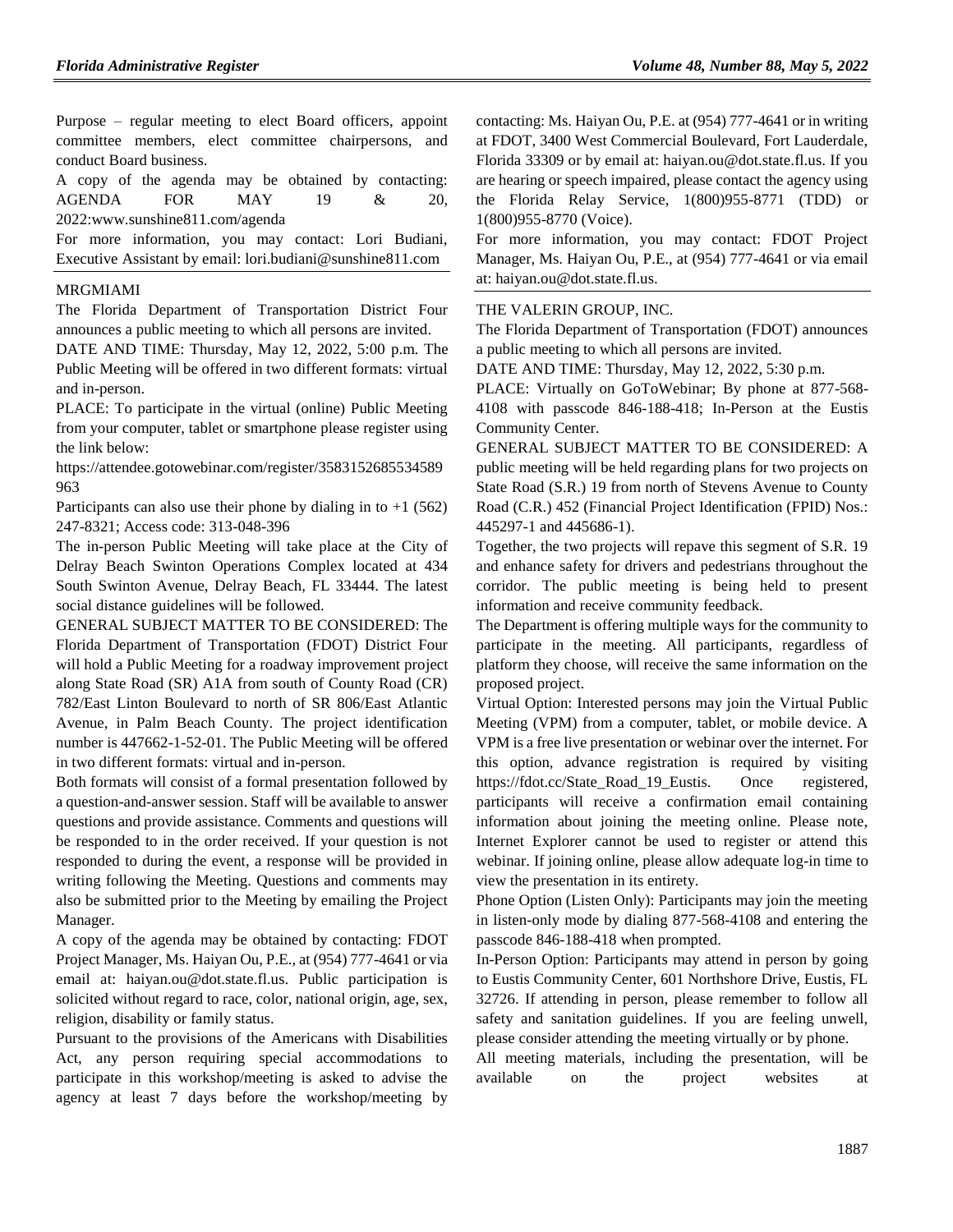Purpose – regular meeting to elect Board officers, appoint committee members, elect committee chairpersons, and conduct Board business.

A copy of the agenda may be obtained by contacting: AGENDA FOR MAY 19 & 20, 2022:www.sunshine811.com/agenda

For more information, you may contact: Lori Budiani, Executive Assistant by email: lori.budiani@sunshine811.com

MRGMIAMI

The Florida Department of Transportation District Four announces a public meeting to which all persons are invited.

DATE AND TIME: Thursday, May 12, 2022, 5:00 p.m. The Public Meeting will be offered in two different formats: virtual and in-person.

PLACE: To participate in the virtual (online) Public Meeting from your computer, tablet or smartphone please register using the link below:

https://attendee.gotowebinar.com/register/3583152685534589963

Participants can also use their phone by dialing in to +1 (562) 247-8321; Access code: 313-048-396

The in-person Public Meeting will take place at the City of Delray Beach Swinton Operations Complex located at 434 South Swinton Avenue, Delray Beach, FL 33444. The latest social distance guidelines will be followed.

GENERAL SUBJECT MATTER TO BE CONSIDERED: The Florida Department of Transportation (FDOT) District Four will hold a Public Meeting for a roadway improvement project along State Road (SR) A1A from south of County Road (CR) 782/East Linton Boulevard to north of SR 806/East Atlantic Avenue, in Palm Beach County. The project identification number is 447662-1-52-01. The Public Meeting will be offered in two different formats: virtual and in-person.

Both formats will consist of a formal presentation followed by a question-and-answer session. Staff will be available to answer questions and provide assistance. Comments and questions will be responded to in the order received. If your question is not responded to during the event, a response will be provided in writing following the Meeting. Questions and comments may also be submitted prior to the Meeting by emailing the Project Manager.

A copy of the agenda may be obtained by contacting: FDOT Project Manager, Ms. Haiyan Ou, P.E., at (954) 777-4641 or via email at: haiyan.ou@dot.state.fl.us. Public participation is solicited without regard to race, color, national origin, age, sex, religion, disability or family status.

Pursuant to the provisions of the Americans with Disabilities Act, any person requiring special accommodations to participate in this workshop/meeting is asked to advise the agency at least 7 days before the workshop/meeting by contacting: Ms. Haiyan Ou, P.E. at (954) 777-4641 or in writing at FDOT, 3400 West Commercial Boulevard, Fort Lauderdale, Florida 33309 or by email at: haiyan.ou@dot.state.fl.us. If you are hearing or speech impaired, please contact the agency using the Florida Relay Service, 1(800)955-8771 (TDD) or 1(800)955-8770 (Voice).

For more information, you may contact: FDOT Project Manager, Ms. Haiyan Ou, P.E., at (954) 777-4641 or via email at: haiyan.ou@dot.state.fl.us.

THE VALERIN GROUP, INC.

The Florida Department of Transportation (FDOT) announces a public meeting to which all persons are invited.

DATE AND TIME: Thursday, May 12, 2022, 5:30 p.m.

PLACE: Virtually on GoToWebinar; By phone at 877-568-4108 with passcode 846-188-418; In-Person at the Eustis Community Center.

GENERAL SUBJECT MATTER TO BE CONSIDERED: A public meeting will be held regarding plans for two projects on State Road (S.R.) 19 from north of Stevens Avenue to County Road (C.R.) 452 (Financial Project Identification (FPID) Nos.: 445297-1 and 445686-1).

Together, the two projects will repave this segment of S.R. 19 and enhance safety for drivers and pedestrians throughout the corridor. The public meeting is being held to present information and receive community feedback.

The Department is offering multiple ways for the community to participate in the meeting. All participants, regardless of platform they choose, will receive the same information on the proposed project.

Virtual Option: Interested persons may join the Virtual Public Meeting (VPM) from a computer, tablet, or mobile device. A VPM is a free live presentation or webinar over the internet. For this option, advance registration is required by visiting https://fdot.cc/State_Road_19_Eustis. Once registered, participants will receive a confirmation email containing information about joining the meeting online. Please note, Internet Explorer cannot be used to register or attend this webinar. If joining online, please allow adequate log-in time to view the presentation in its entirety.

Phone Option (Listen Only): Participants may join the meeting in listen-only mode by dialing 877-568-4108 and entering the passcode 846-188-418 when prompted.

In-Person Option: Participants may attend in person by going to Eustis Community Center, 601 Northshore Drive, Eustis, FL 32726. If attending in person, please remember to follow all safety and sanitation guidelines. If you are feeling unwell, please consider attending the meeting virtually or by phone.

All meeting materials, including the presentation, will be available on the project websites at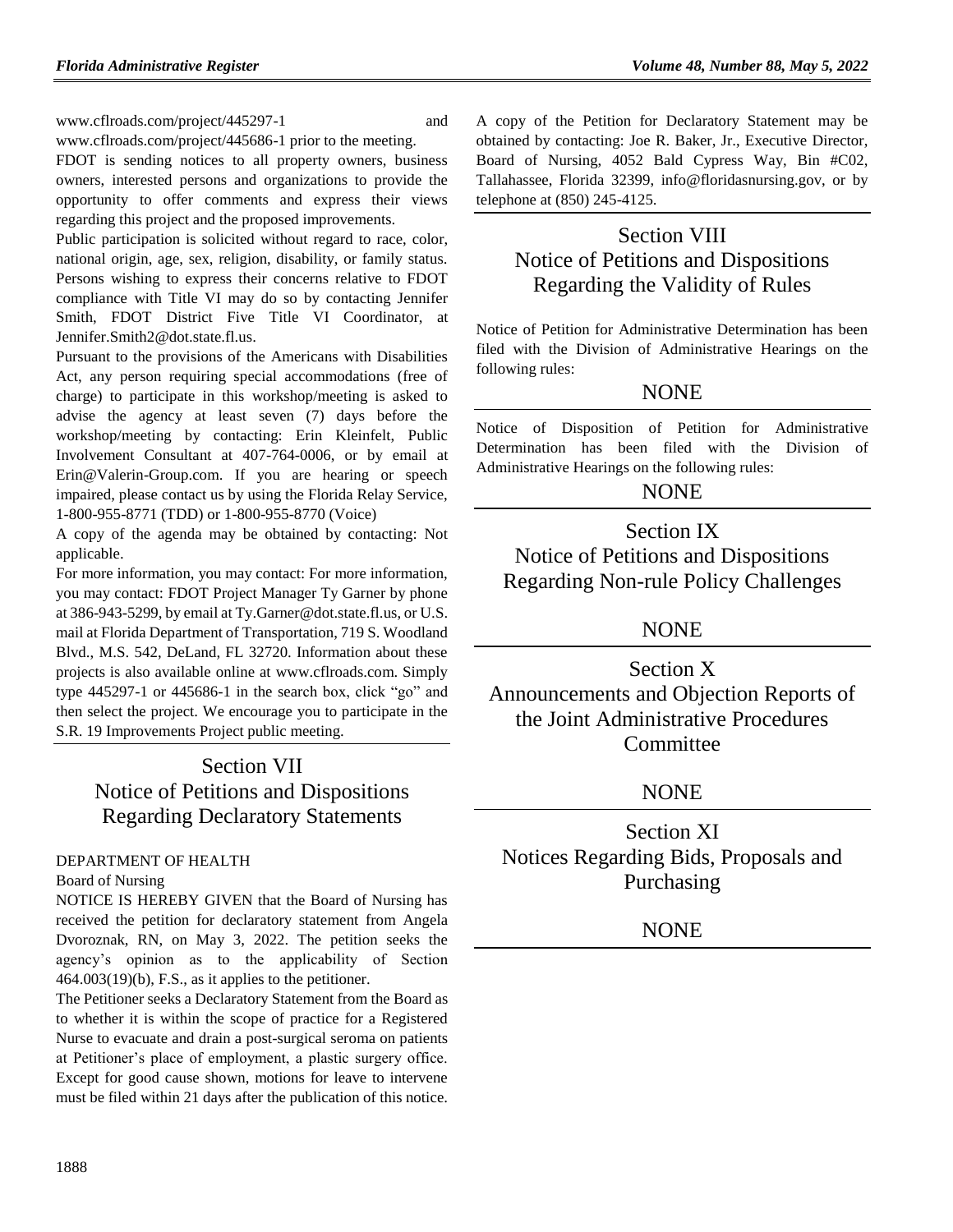www.cflroads.com/project/445297-1 and www.cflroads.com/project/445686-1 prior to the meeting.

FDOT is sending notices to all property owners, business owners, interested persons and organizations to provide the opportunity to offer comments and express their views regarding this project and the proposed improvements.

Public participation is solicited without regard to race, color, national origin, age, sex, religion, disability, or family status. Persons wishing to express their concerns relative to FDOT compliance with Title VI may do so by contacting Jennifer Smith, FDOT District Five Title VI Coordinator, at Jennifer.Smith2@dot.state.fl.us.

Pursuant to the provisions of the Americans with Disabilities Act, any person requiring special accommodations (free of charge) to participate in this workshop/meeting is asked to advise the agency at least seven (7) days before the workshop/meeting by contacting: Erin Kleinfelt, Public Involvement Consultant at 407-764-0006, or by email at Erin@Valerin-Group.com. If you are hearing or speech impaired, please contact us by using the Florida Relay Service, 1-800-955-8771 (TDD) or 1-800-955-8770 (Voice)

A copy of the agenda may be obtained by contacting: Not applicable.

For more information, you may contact: For more information, you may contact: FDOT Project Manager Ty Garner by phone at 386-943-5299, by email at Ty.Garner@dot.state.fl.us, or U.S. mail at Florida Department of Transportation, 719 S. Woodland Blvd., M.S. 542, DeLand, FL 32720. Information about these projects is also available online at www.cflroads.com. Simply type 445297-1 or 445686-1 in the search box, click "go" and then select the project. We encourage you to participate in the S.R. 19 Improvements Project public meeting.

# Section VII
# Notice of Petitions and Dispositions Regarding Declaratory Statements

DEPARTMENT OF HEALTH

Board of Nursing

NOTICE IS HEREBY GIVEN that the Board of Nursing has received the petition for declaratory statement from Angela Dvoroznak, RN, on May 3, 2022. The petition seeks the agency's opinion as to the applicability of Section 464.003(19)(b), F.S., as it applies to the petitioner.

The Petitioner seeks a Declaratory Statement from the Board as to whether it is within the scope of practice for a Registered Nurse to evacuate and drain a post-surgical seroma on patients at Petitioner's place of employment, a plastic surgery office. Except for good cause shown, motions for leave to intervene must be filed within 21 days after the publication of this notice.

A copy of the Petition for Declaratory Statement may be obtained by contacting: Joe R. Baker, Jr., Executive Director, Board of Nursing, 4052 Bald Cypress Way, Bin #C02, Tallahassee, Florida 32399, info@floridasnursing.gov, or by telephone at (850) 245-4125.

# Section VIII
# Notice of Petitions and Dispositions Regarding the Validity of Rules

Notice of Petition for Administrative Determination has been filed with the Division of Administrative Hearings on the following rules:

NONE

Notice of Disposition of Petition for Administrative Determination has been filed with the Division of Administrative Hearings on the following rules:

NONE

# Section IX
# Notice of Petitions and Dispositions Regarding Non-rule Policy Challenges

NONE

# Section X
# Announcements and Objection Reports of the Joint Administrative Procedures Committee

NONE

# Section XI
# Notices Regarding Bids, Proposals and Purchasing

NONE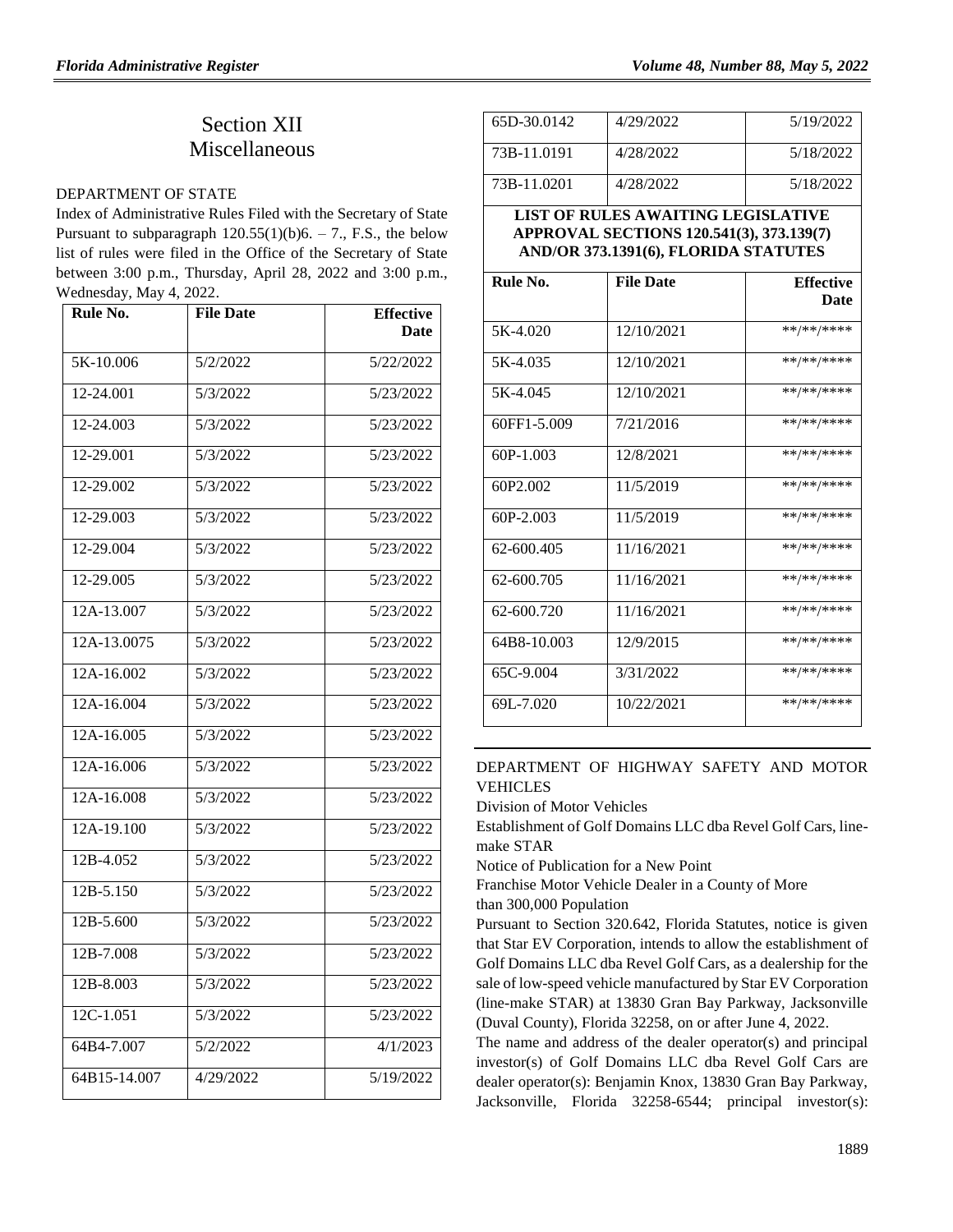# Section XII
# Miscellaneous

DEPARTMENT OF STATE

Index of Administrative Rules Filed with the Secretary of State Pursuant to subparagraph 120.55(1)(b)6. – 7., F.S., the below list of rules were filed in the Office of the Secretary of State between 3:00 p.m., Thursday, April 28, 2022 and 3:00 p.m., Wednesday, May 4, 2022.

| Rule No. | File Date | Effective Date |
|---|---|---|
| 5K-10.006 | 5/2/2022 | 5/22/2022 |
| 12-24.001 | 5/3/2022 | 5/23/2022 |
| 12-24.003 | 5/3/2022 | 5/23/2022 |
| 12-29.001 | 5/3/2022 | 5/23/2022 |
| 12-29.002 | 5/3/2022 | 5/23/2022 |
| 12-29.003 | 5/3/2022 | 5/23/2022 |
| 12-29.004 | 5/3/2022 | 5/23/2022 |
| 12-29.005 | 5/3/2022 | 5/23/2022 |
| 12A-13.007 | 5/3/2022 | 5/23/2022 |
| 12A-13.0075 | 5/3/2022 | 5/23/2022 |
| 12A-16.002 | 5/3/2022 | 5/23/2022 |
| 12A-16.004 | 5/3/2022 | 5/23/2022 |
| 12A-16.005 | 5/3/2022 | 5/23/2022 |
| 12A-16.006 | 5/3/2022 | 5/23/2022 |
| 12A-16.008 | 5/3/2022 | 5/23/2022 |
| 12A-19.100 | 5/3/2022 | 5/23/2022 |
| 12B-4.052 | 5/3/2022 | 5/23/2022 |
| 12B-5.150 | 5/3/2022 | 5/23/2022 |
| 12B-5.600 | 5/3/2022 | 5/23/2022 |
| 12B-7.008 | 5/3/2022 | 5/23/2022 |
| 12B-8.003 | 5/3/2022 | 5/23/2022 |
| 12C-1.051 | 5/3/2022 | 5/23/2022 |
| 64B4-7.007 | 5/2/2022 | 4/1/2023 |
| 64B15-14.007 | 4/29/2022 | 5/19/2022 |
| 65D-30.0142 | 4/29/2022 | 5/19/2022 |
| 73B-11.0191 | 4/28/2022 | 5/18/2022 |
| 73B-11.0201 | 4/28/2022 | 5/18/2022 |

**LIST OF RULES AWAITING LEGISLATIVE APPROVAL SECTIONS 120.541(3), 373.139(7) AND/OR 373.1391(6), FLORIDA STATUTES**

| Rule No. | File Date | Effective Date |
|---|---|---|
| 5K-4.020 | 12/10/2021 | **/**/**** |
| 5K-4.035 | 12/10/2021 | **/**/**** |
| 5K-4.045 | 12/10/2021 | **/**/**** |
| 60FF1-5.009 | 7/21/2016 | **/**/**** |
| 60P-1.003 | 12/8/2021 | **/**/**** |
| 60P2.002 | 11/5/2019 | **/**/**** |
| 60P-2.003 | 11/5/2019 | **/**/**** |
| 62-600.405 | 11/16/2021 | **/**/**** |
| 62-600.705 | 11/16/2021 | **/**/**** |
| 62-600.720 | 11/16/2021 | **/**/**** |
| 64B8-10.003 | 12/9/2015 | **/**/**** |
| 65C-9.004 | 3/31/2022 | **/**/**** |
| 69L-7.020 | 10/22/2021 | **/**/**** |

DEPARTMENT OF HIGHWAY SAFETY AND MOTOR VEHICLES

Division of Motor Vehicles

Establishment of Golf Domains LLC dba Revel Golf Cars, line-make STAR

Notice of Publication for a New Point

Franchise Motor Vehicle Dealer in a County of More than 300,000 Population

Pursuant to Section 320.642, Florida Statutes, notice is given that Star EV Corporation, intends to allow the establishment of Golf Domains LLC dba Revel Golf Cars, as a dealership for the sale of low-speed vehicle manufactured by Star EV Corporation (line-make STAR) at 13830 Gran Bay Parkway, Jacksonville (Duval County), Florida 32258, on or after June 4, 2022.

The name and address of the dealer operator(s) and principal investor(s) of Golf Domains LLC dba Revel Golf Cars are dealer operator(s): Benjamin Knox, 13830 Gran Bay Parkway, Jacksonville, Florida 32258-6544; principal investor(s):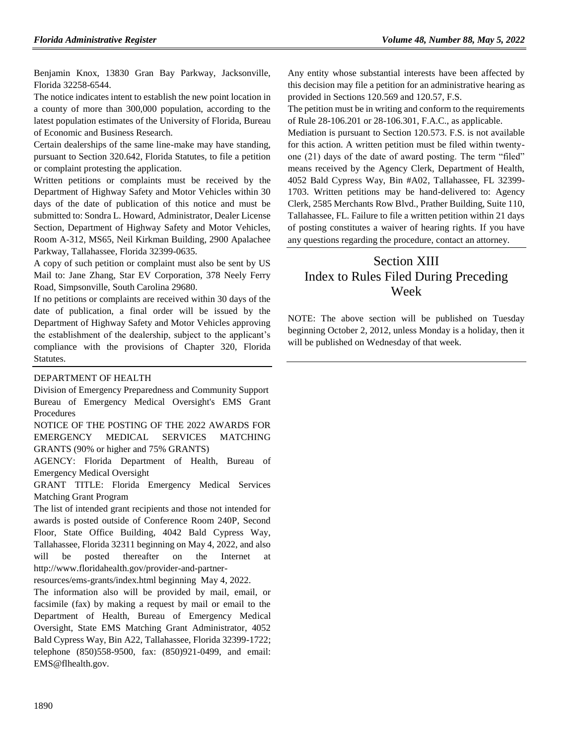Benjamin Knox, 13830 Gran Bay Parkway, Jacksonville, Florida 32258-6544.

The notice indicates intent to establish the new point location in a county of more than 300,000 population, according to the latest population estimates of the University of Florida, Bureau of Economic and Business Research.

Certain dealerships of the same line-make may have standing, pursuant to Section 320.642, Florida Statutes, to file a petition or complaint protesting the application.

Written petitions or complaints must be received by the Department of Highway Safety and Motor Vehicles within 30 days of the date of publication of this notice and must be submitted to: Sondra L. Howard, Administrator, Dealer License Section, Department of Highway Safety and Motor Vehicles, Room A-312, MS65, Neil Kirkman Building, 2900 Apalachee Parkway, Tallahassee, Florida 32399-0635.

A copy of such petition or complaint must also be sent by US Mail to: Jane Zhang, Star EV Corporation, 378 Neely Ferry Road, Simpsonville, South Carolina 29680.

If no petitions or complaints are received within 30 days of the date of publication, a final order will be issued by the Department of Highway Safety and Motor Vehicles approving the establishment of the dealership, subject to the applicant's compliance with the provisions of Chapter 320, Florida Statutes.

DEPARTMENT OF HEALTH

Division of Emergency Preparedness and Community Support

Bureau of Emergency Medical Oversight's EMS Grant Procedures

NOTICE OF THE POSTING OF THE 2022 AWARDS FOR EMERGENCY MEDICAL SERVICES MATCHING GRANTS (90% or higher and 75% GRANTS)

AGENCY: Florida Department of Health, Bureau of Emergency Medical Oversight

GRANT TITLE: Florida Emergency Medical Services Matching Grant Program

The list of intended grant recipients and those not intended for awards is posted outside of Conference Room 240P, Second Floor, State Office Building, 4042 Bald Cypress Way, Tallahassee, Florida 32311 beginning on May 4, 2022, and also will be posted thereafter on the Internet at http://www.floridahealth.gov/provider-and-partner-resources/ems-grants/index.html beginning May 4, 2022.

The information also will be provided by mail, email, or facsimile (fax) by making a request by mail or email to the Department of Health, Bureau of Emergency Medical Oversight, State EMS Matching Grant Administrator, 4052 Bald Cypress Way, Bin A22, Tallahassee, Florida 32399-1722; telephone (850)558-9500, fax: (850)921-0499, and email: EMS@flhealth.gov.

Any entity whose substantial interests have been affected by this decision may file a petition for an administrative hearing as provided in Sections 120.569 and 120.57, F.S.

The petition must be in writing and conform to the requirements of Rule 28-106.201 or 28-106.301, F.A.C., as applicable.

Mediation is pursuant to Section 120.573. F.S. is not available for this action. A written petition must be filed within twenty-one (21) days of the date of award posting. The term "filed" means received by the Agency Clerk, Department of Health, 4052 Bald Cypress Way, Bin #A02, Tallahassee, FL 32399-1703. Written petitions may be hand-delivered to: Agency Clerk, 2585 Merchants Row Blvd., Prather Building, Suite 110, Tallahassee, FL. Failure to file a written petition within 21 days of posting constitutes a waiver of hearing rights. If you have any questions regarding the procedure, contact an attorney.

# Section XIII
# Index to Rules Filed During Preceding Week

NOTE: The above section will be published on Tuesday beginning October 2, 2012, unless Monday is a holiday, then it will be published on Wednesday of that week.